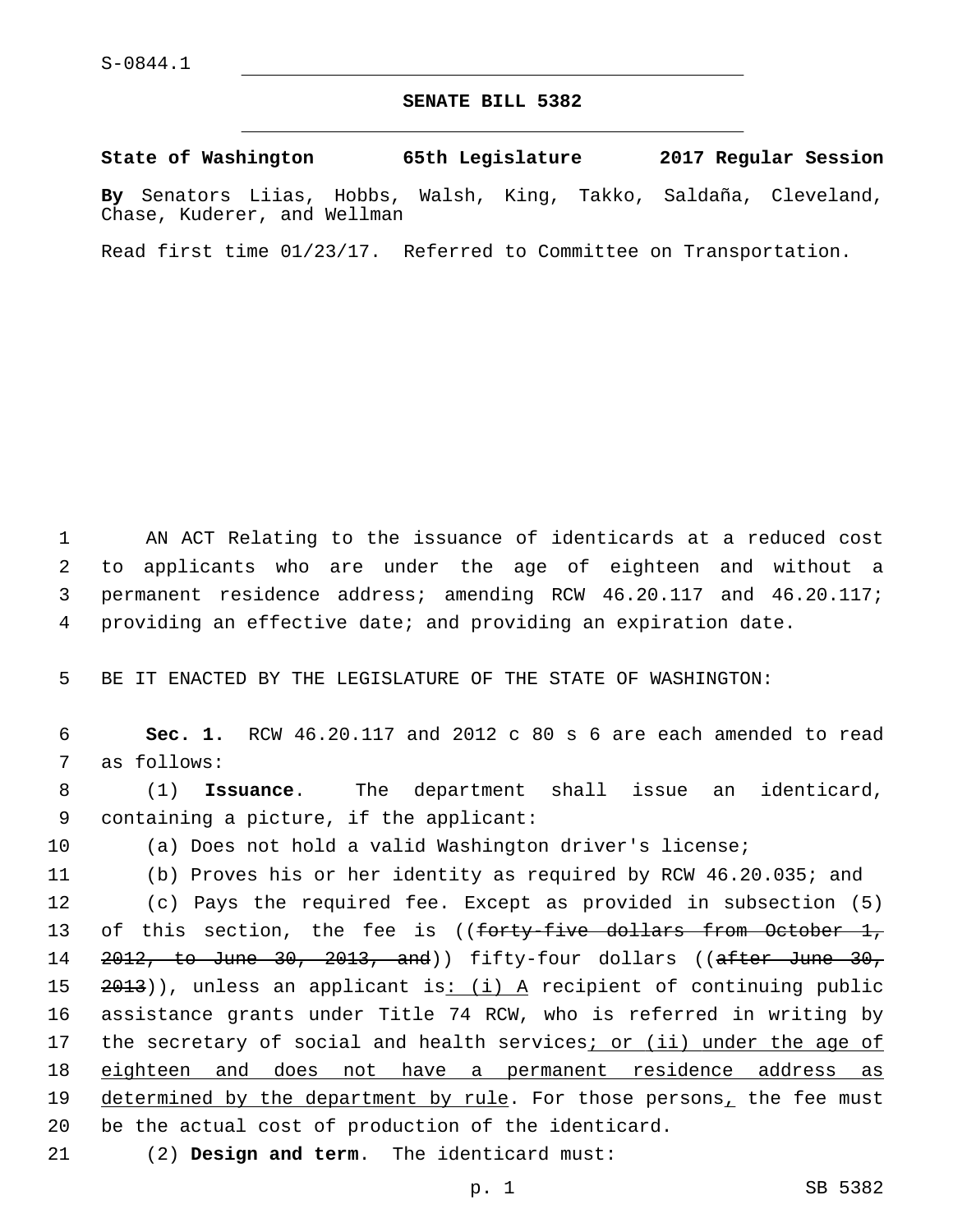S-0844.1

# SENATE BILL 5382

**State of Washington 65th Legislature 2017 Regular Session**

**By** Senators Liias, Hobbs, Walsh, King, Takko, Saldaña, Cleveland, Chase, Kuderer, and Wellman

Read first time 01/23/17. Referred to Committee on Transportation.

1 AN ACT Relating to the issuance of identicards at a reduced cost 2 to applicants who are under the age of eighteen and without a 3 permanent residence address; amending RCW 46.20.117 and 46.20.117; 4 providing an effective date; and providing an expiration date.

5 BE IT ENACTED BY THE LEGISLATURE OF THE STATE OF WASHINGTON:

6 **Sec. 1.** RCW 46.20.117 and 2012 c 80 s 6 are each amended to read 7 as follows:

8 (1) **Issuance**. The department shall issue an identicard, 9 containing a picture, if the applicant:

10 (a) Does not hold a valid Washington driver's license;

11 (b) Proves his or her identity as required by RCW 46.20.035; and

12 (c) Pays the required fee. Except as provided in subsection (5) 13 of this section, the fee is ((~~forty-five dollars from October 1, 14 2012, to June 30, 2013, and~~)) fifty-four dollars ((~~after June 30, 15 2013~~)), unless an applicant is<u>: (i) A</u> recipient of continuing public 16 assistance grants under Title 74 RCW, who is referred in writing by 17 the secretary of social and health services<u>; or (ii) under the age of 18 eighteen and does not have a permanent residence address as 19 determined by the department by rule</u>. For those persons<u>,</u> the fee must 20 be the actual cost of production of the identicard.

21 (2) **Design and term**. The identicard must: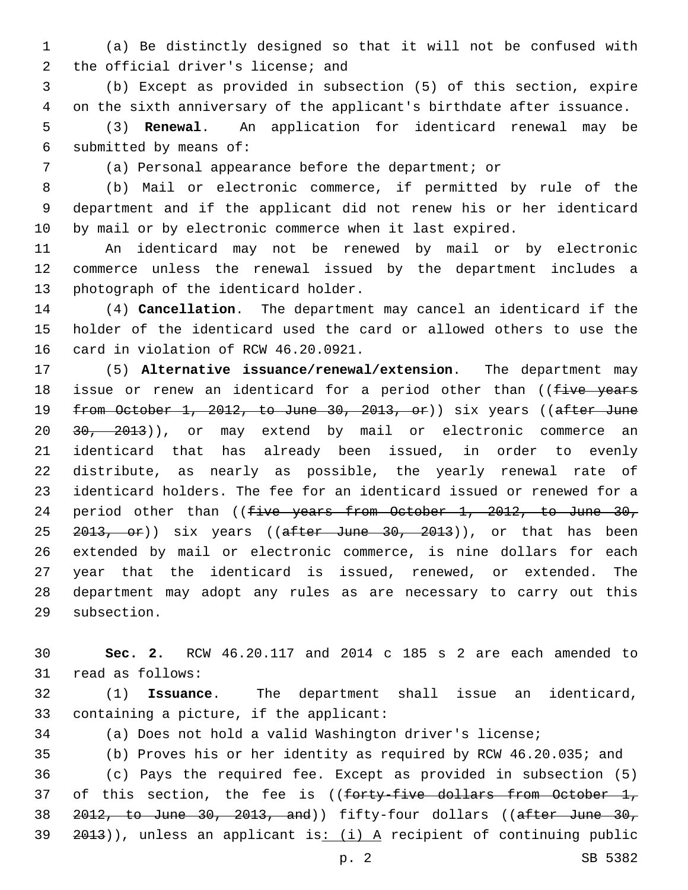(a) Be distinctly designed so that it will not be confused with the official driver's license; and

(b) Except as provided in subsection (5) of this section, expire on the sixth anniversary of the applicant's birthdate after issuance.

(3) **Renewal**. An application for identicard renewal may be submitted by means of:

(a) Personal appearance before the department; or

(b) Mail or electronic commerce, if permitted by rule of the department and if the applicant did not renew his or her identicard by mail or by electronic commerce when it last expired.

An identicard may not be renewed by mail or by electronic commerce unless the renewal issued by the department includes a photograph of the identicard holder.

(4) **Cancellation**. The department may cancel an identicard if the holder of the identicard used the card or allowed others to use the card in violation of RCW 46.20.0921.

(5) **Alternative issuance/renewal/extension**. The department may issue or renew an identicard for a period other than ((~~five years from October 1, 2012, to June 30, 2013, or~~)) six years ((~~after June 30, 2013~~)), or may extend by mail or electronic commerce an identicard that has already been issued, in order to evenly distribute, as nearly as possible, the yearly renewal rate of identicard holders. The fee for an identicard issued or renewed for a period other than ((~~five years from October 1, 2012, to June 30, 2013, or~~)) six years ((~~after June 30, 2013~~)), or that has been extended by mail or electronic commerce, is nine dollars for each year that the identicard is issued, renewed, or extended. The department may adopt any rules as are necessary to carry out this subsection.

**Sec. 2.** RCW 46.20.117 and 2014 c 185 s 2 are each amended to read as follows:

(1) **Issuance**. The department shall issue an identicard, containing a picture, if the applicant:

(a) Does not hold a valid Washington driver's license;

(b) Proves his or her identity as required by RCW 46.20.035; and

(c) Pays the required fee. Except as provided in subsection (5) of this section, the fee is ((~~forty-five dollars from October 1, 2012, to June 30, 2013, and~~)) fifty-four dollars ((~~after June 30, 2013~~)), unless an applicant is<u>: (i) A</u> recipient of continuing public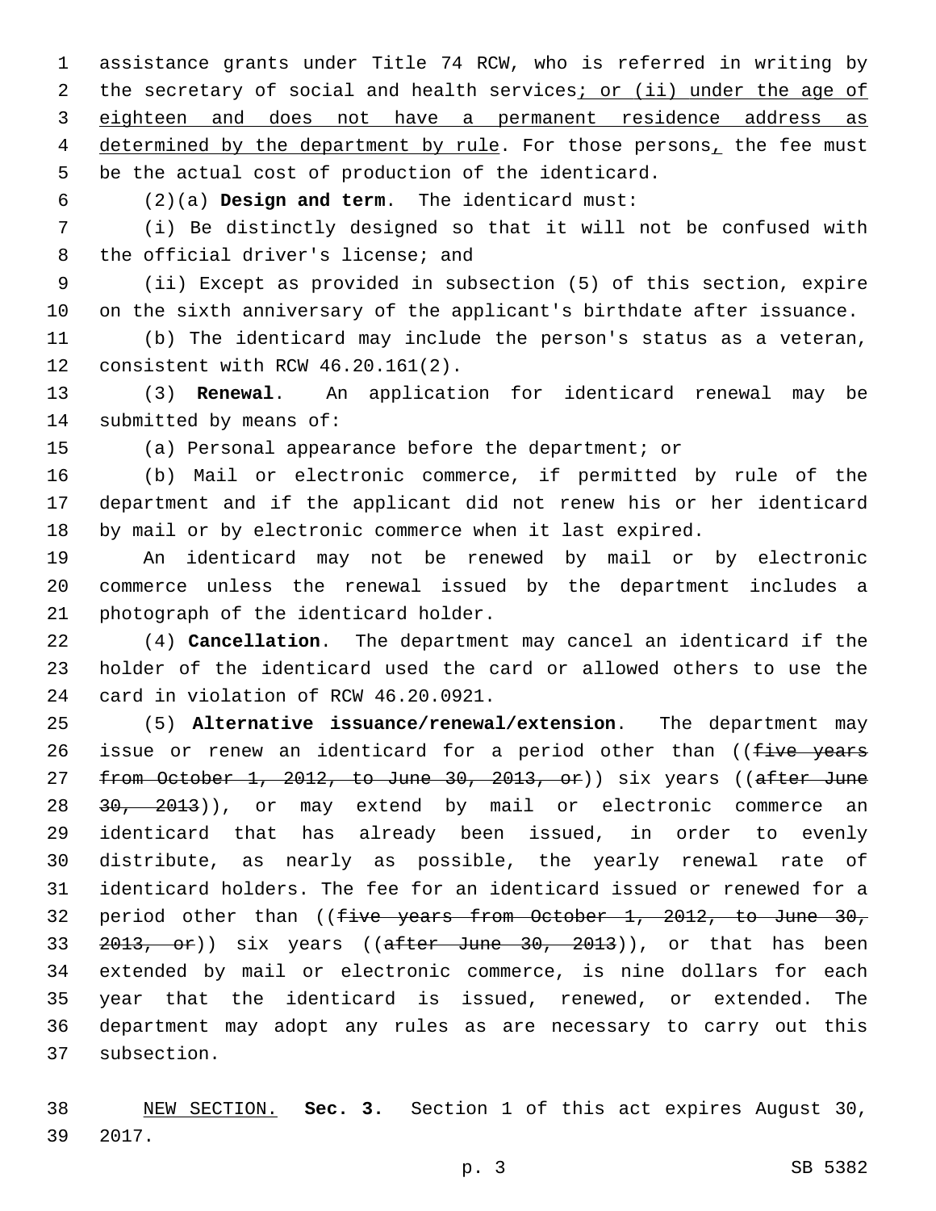assistance grants under Title 74 RCW, who is referred in writing by the secretary of social and health services<u>; or (ii) under the age of eighteen and does not have a permanent residence address as determined by the department by rule</u>. For those persons<u>,</u> the fee must be the actual cost of production of the identicard.

(2)(a) **Design and term**. The identicard must:

(i) Be distinctly designed so that it will not be confused with the official driver's license; and

(ii) Except as provided in subsection (5) of this section, expire on the sixth anniversary of the applicant's birthdate after issuance.

(b) The identicard may include the person's status as a veteran, consistent with RCW 46.20.161(2).

(3) **Renewal**. An application for identicard renewal may be submitted by means of:

(a) Personal appearance before the department; or

(b) Mail or electronic commerce, if permitted by rule of the department and if the applicant did not renew his or her identicard by mail or by electronic commerce when it last expired.

An identicard may not be renewed by mail or by electronic commerce unless the renewal issued by the department includes a photograph of the identicard holder.

(4) **Cancellation**. The department may cancel an identicard if the holder of the identicard used the card or allowed others to use the card in violation of RCW 46.20.0921.

(5) **Alternative issuance/renewal/extension**. The department may issue or renew an identicard for a period other than ((~~five years from October 1, 2012, to June 30, 2013, or~~)) six years ((~~after June 30, 2013~~)), or may extend by mail or electronic commerce an identicard that has already been issued, in order to evenly distribute, as nearly as possible, the yearly renewal rate of identicard holders. The fee for an identicard issued or renewed for a period other than ((~~five years from October 1, 2012, to June 30, 2013, or~~)) six years ((~~after June 30, 2013~~)), or that has been extended by mail or electronic commerce, is nine dollars for each year that the identicard is issued, renewed, or extended. The department may adopt any rules as are necessary to carry out this subsection.

<u>NEW SECTION.</u> **Sec. 3.** Section 1 of this act expires August 30, 2017.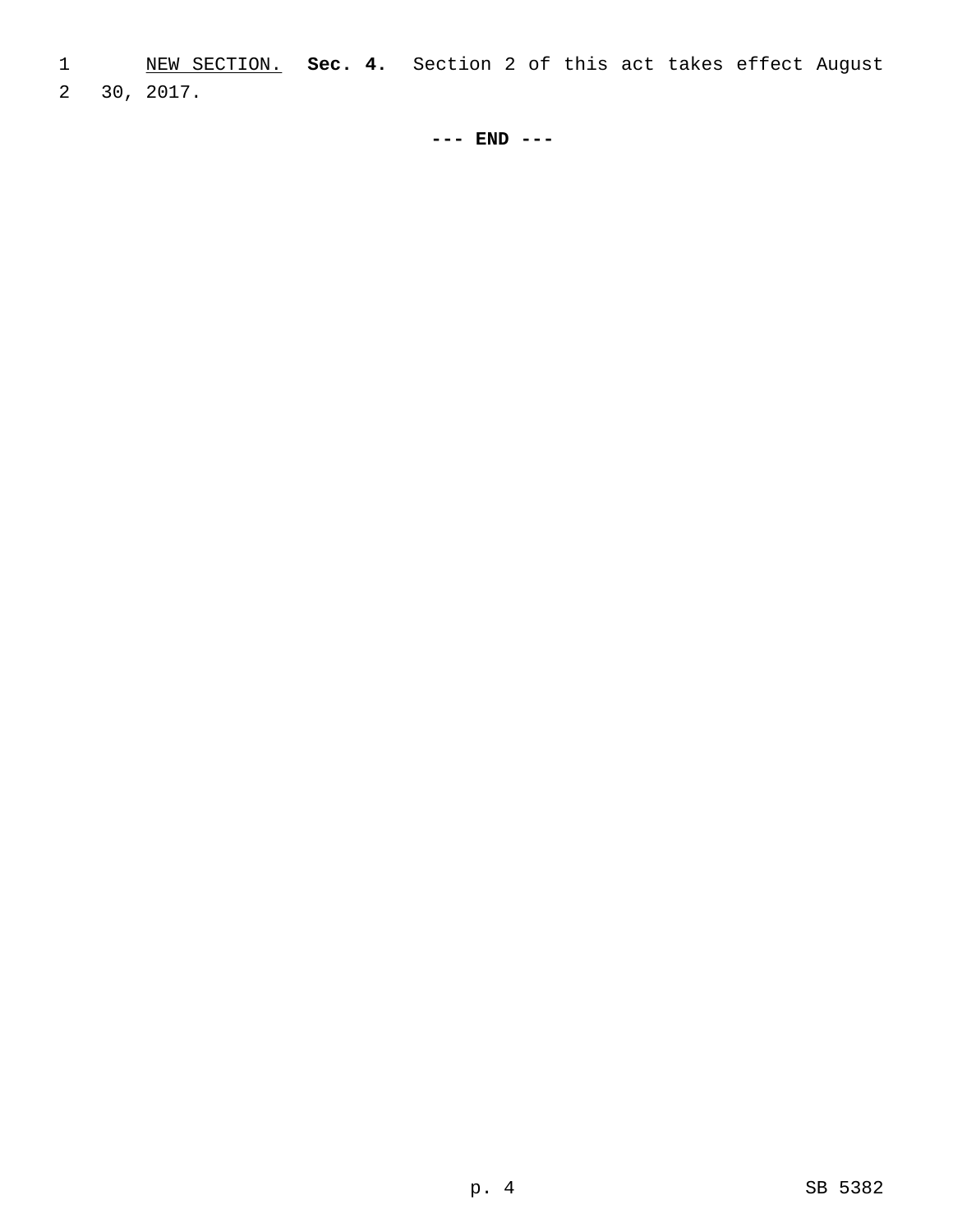<u>NEW SECTION.</u> **Sec. 4.** Section 2 of this act takes effect August 30, 2017.

**--- END ---**